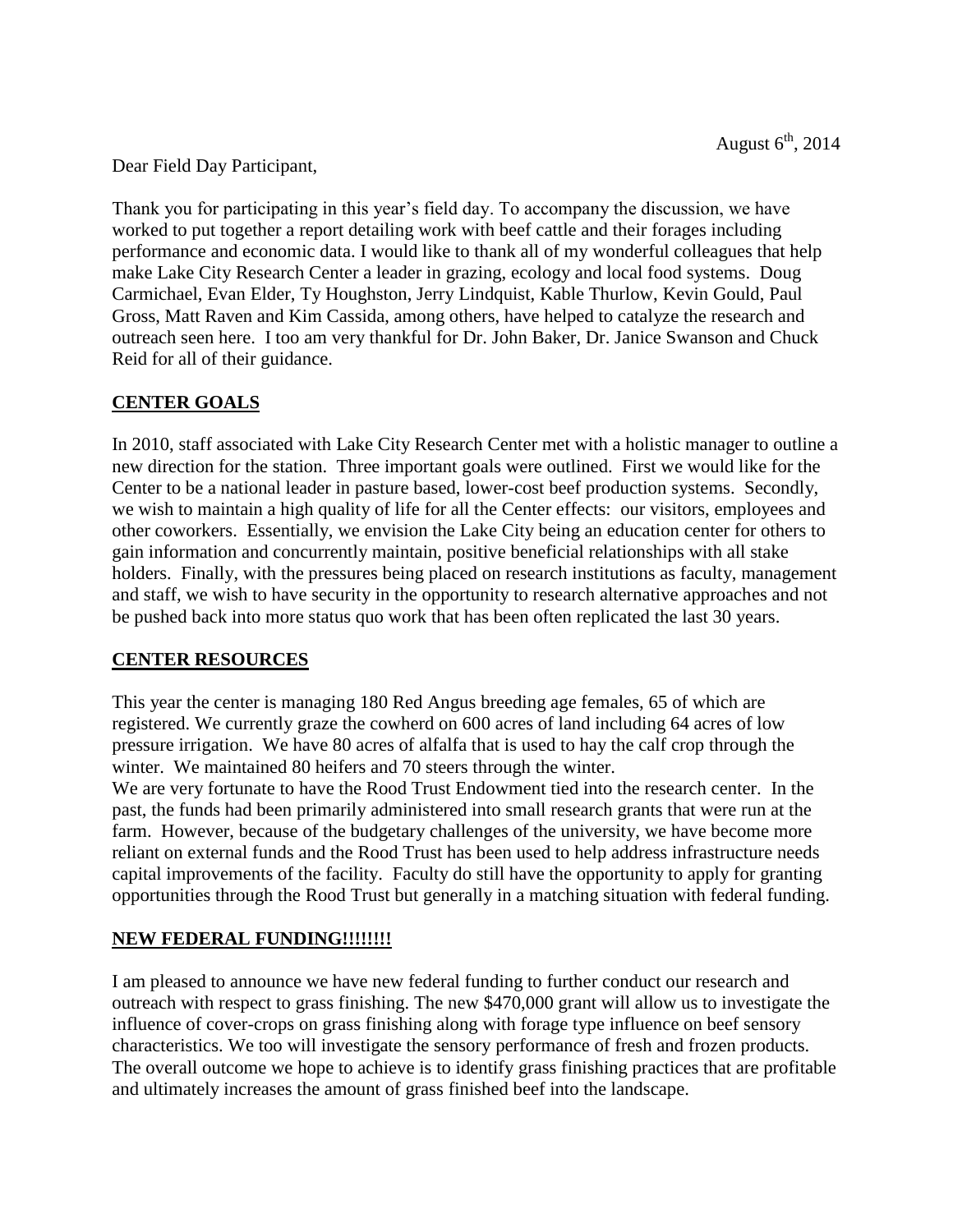August 6th, 2014

Dear Field Day Participant,

Thank you for participating in this year's field day. To accompany the discussion, we have worked to put together a report detailing work with beef cattle and their forages including performance and economic data. I would like to thank all of my wonderful colleagues that help make Lake City Research Center a leader in grazing, ecology and local food systems. Doug Carmichael, Evan Elder, Ty Houghston, Jerry Lindquist, Kable Thurlow, Kevin Gould, Paul Gross, Matt Raven and Kim Cassida, among others, have helped to catalyze the research and outreach seen here. I too am very thankful for Dr. John Baker, Dr. Janice Swanson and Chuck Reid for all of their guidance.

## CENTER GOALS

In 2010, staff associated with Lake City Research Center met with a holistic manager to outline a new direction for the station. Three important goals were outlined. First we would like for the Center to be a national leader in pasture based, lower-cost beef production systems. Secondly, we wish to maintain a high quality of life for all the Center effects: our visitors, employees and other coworkers. Essentially, we envision the Lake City being an education center for others to gain information and concurrently maintain, positive beneficial relationships with all stake holders. Finally, with the pressures being placed on research institutions as faculty, management and staff, we wish to have security in the opportunity to research alternative approaches and not be pushed back into more status quo work that has been often replicated the last 30 years.

## CENTER RESOURCES

This year the center is managing 180 Red Angus breeding age females, 65 of which are registered. We currently graze the cowherd on 600 acres of land including 64 acres of low pressure irrigation. We have 80 acres of alfalfa that is used to hay the calf crop through the winter. We maintained 80 heifers and 70 steers through the winter.

We are very fortunate to have the Rood Trust Endowment tied into the research center. In the past, the funds had been primarily administered into small research grants that were run at the farm. However, because of the budgetary challenges of the university, we have become more reliant on external funds and the Rood Trust has been used to help address infrastructure needs capital improvements of the facility. Faculty do still have the opportunity to apply for granting opportunities through the Rood Trust but generally in a matching situation with federal funding.

## NEW FEDERAL FUNDING!!!!!!!!

I am pleased to announce we have new federal funding to further conduct our research and outreach with respect to grass finishing. The new $470,000 grant will allow us to investigate the influence of cover-crops on grass finishing along with forage type influence on beef sensory characteristics. We too will investigate the sensory performance of fresh and frozen products. The overall outcome we hope to achieve is to identify grass finishing practices that are profitable and ultimately increases the amount of grass finished beef into the landscape.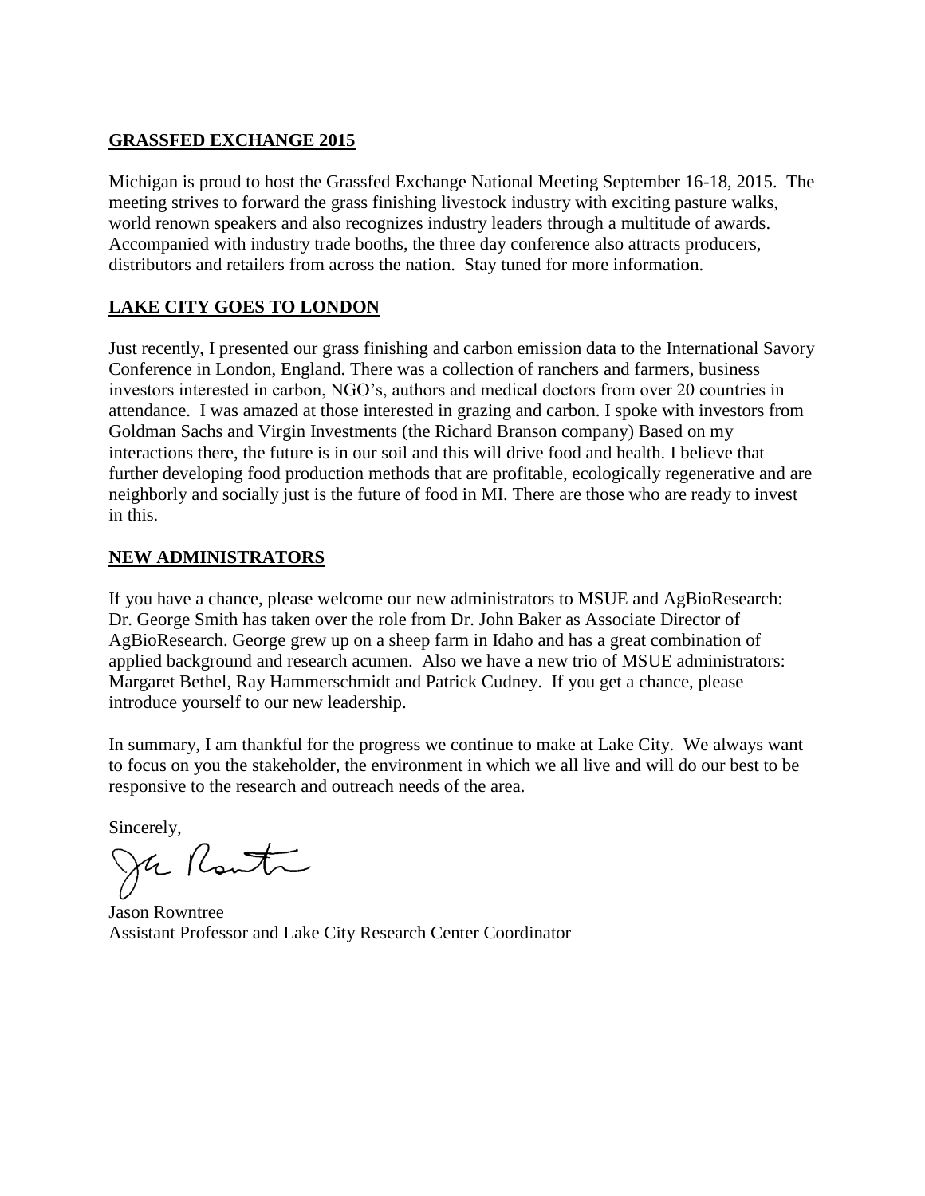## GRASSFED EXCHANGE 2015

Michigan is proud to host the Grassfed Exchange National Meeting September 16-18, 2015. The meeting strives to forward the grass finishing livestock industry with exciting pasture walks, world renown speakers and also recognizes industry leaders through a multitude of awards. Accompanied with industry trade booths, the three day conference also attracts producers, distributors and retailers from across the nation. Stay tuned for more information.

## LAKE CITY GOES TO LONDON

Just recently, I presented our grass finishing and carbon emission data to the International Savory Conference in London, England. There was a collection of ranchers and farmers, business investors interested in carbon, NGO's, authors and medical doctors from over 20 countries in attendance. I was amazed at those interested in grazing and carbon. I spoke with investors from Goldman Sachs and Virgin Investments (the Richard Branson company) Based on my interactions there, the future is in our soil and this will drive food and health. I believe that further developing food production methods that are profitable, ecologically regenerative and are neighborly and socially just is the future of food in MI. There are those who are ready to invest in this.

## NEW ADMINISTRATORS

If you have a chance, please welcome our new administrators to MSUE and AgBioResearch: Dr. George Smith has taken over the role from Dr. John Baker as Associate Director of AgBioResearch. George grew up on a sheep farm in Idaho and has a great combination of applied background and research acumen. Also we have a new trio of MSUE administrators: Margaret Bethel, Ray Hammerschmidt and Patrick Cudney. If you get a chance, please introduce yourself to our new leadership.

In summary, I am thankful for the progress we continue to make at Lake City. We always want to focus on you the stakeholder, the environment in which we all live and will do our best to be responsive to the research and outreach needs of the area.

Sincerely,

Jason Rowntree
Assistant Professor and Lake City Research Center Coordinator